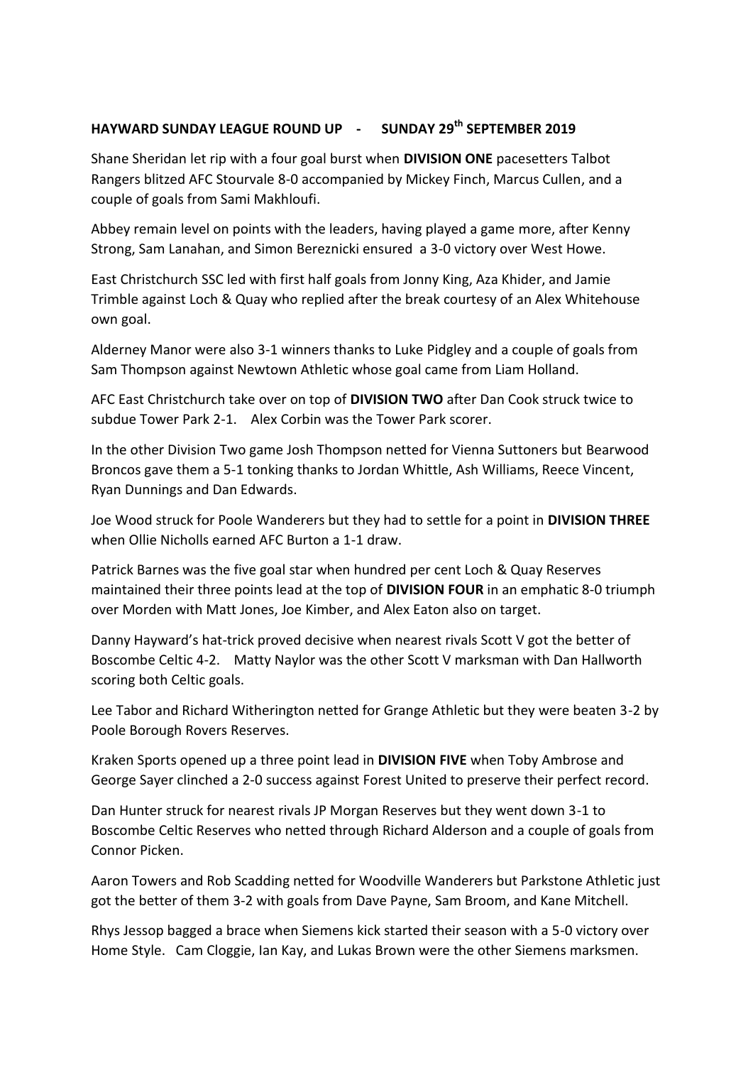## HAYWARD SUNDAY LEAGUE ROUND UP - SUNDAY 29th SEPTEMBER 2019

Shane Sheridan let rip with a four goal burst when **DIVISION ONE** pacesetters Talbot Rangers blitzed AFC Stourvale 8-0 accompanied by Mickey Finch, Marcus Cullen, and a couple of goals from Sami Makhloufi.

Abbey remain level on points with the leaders, having played a game more, after Kenny Strong, Sam Lanahan, and Simon Bereznicki ensured a 3-0 victory over West Howe.

East Christchurch SSC led with first half goals from Jonny King, Aza Khider, and Jamie Trimble against Loch & Quay who replied after the break courtesy of an Alex Whitehouse own goal.

Alderney Manor were also 3-1 winners thanks to Luke Pidgley and a couple of goals from Sam Thompson against Newtown Athletic whose goal came from Liam Holland.

AFC East Christchurch take over on top of **DIVISION TWO** after Dan Cook struck twice to subdue Tower Park 2-1. Alex Corbin was the Tower Park scorer.

In the other Division Two game Josh Thompson netted for Vienna Suttoners but Bearwood Broncos gave them a 5-1 tonking thanks to Jordan Whittle, Ash Williams, Reece Vincent, Ryan Dunnings and Dan Edwards.

Joe Wood struck for Poole Wanderers but they had to settle for a point in **DIVISION THREE** when Ollie Nicholls earned AFC Burton a 1-1 draw.

Patrick Barnes was the five goal star when hundred per cent Loch & Quay Reserves maintained their three points lead at the top of **DIVISION FOUR** in an emphatic 8-0 triumph over Morden with Matt Jones, Joe Kimber, and Alex Eaton also on target.

Danny Hayward's hat-trick proved decisive when nearest rivals Scott V got the better of Boscombe Celtic 4-2. Matty Naylor was the other Scott V marksman with Dan Hallworth scoring both Celtic goals.

Lee Tabor and Richard Witherington netted for Grange Athletic but they were beaten 3-2 by Poole Borough Rovers Reserves.

Kraken Sports opened up a three point lead in **DIVISION FIVE** when Toby Ambrose and George Sayer clinched a 2-0 success against Forest United to preserve their perfect record.

Dan Hunter struck for nearest rivals JP Morgan Reserves but they went down 3-1 to Boscombe Celtic Reserves who netted through Richard Alderson and a couple of goals from Connor Picken.

Aaron Towers and Rob Scadding netted for Woodville Wanderers but Parkstone Athletic just got the better of them 3-2 with goals from Dave Payne, Sam Broom, and Kane Mitchell.

Rhys Jessop bagged a brace when Siemens kick started their season with a 5-0 victory over Home Style. Cam Cloggie, Ian Kay, and Lukas Brown were the other Siemens marksmen.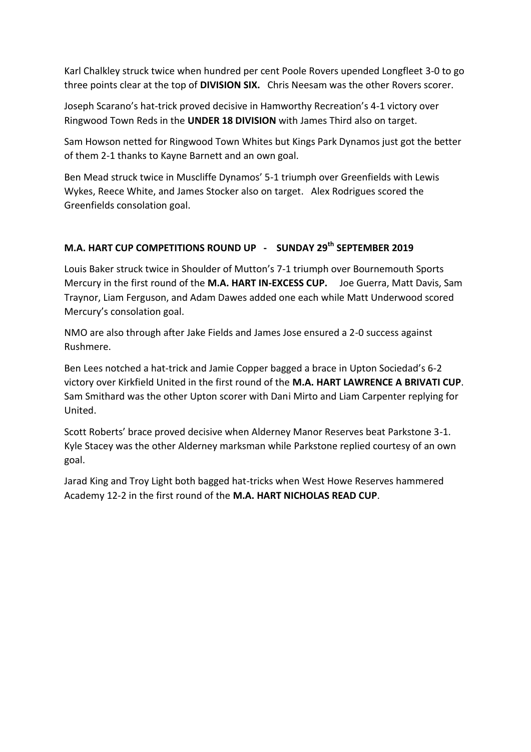Karl Chalkley struck twice when hundred per cent Poole Rovers upended Longfleet 3-0 to go three points clear at the top of **DIVISION SIX.** Chris Neesam was the other Rovers scorer.

Joseph Scarano's hat-trick proved decisive in Hamworthy Recreation's 4-1 victory over Ringwood Town Reds in the **UNDER 18 DIVISION** with James Third also on target.

Sam Howson netted for Ringwood Town Whites but Kings Park Dynamos just got the better of them 2-1 thanks to Kayne Barnett and an own goal.

Ben Mead struck twice in Muscliffe Dynamos' 5-1 triumph over Greenfields with Lewis Wykes, Reece White, and James Stocker also on target. Alex Rodrigues scored the Greenfields consolation goal.

## M.A. HART CUP COMPETITIONS ROUND UP - SUNDAY 29th SEPTEMBER 2019

Louis Baker struck twice in Shoulder of Mutton's 7-1 triumph over Bournemouth Sports Mercury in the first round of the **M.A. HART IN-EXCESS CUP.** Joe Guerra, Matt Davis, Sam Traynor, Liam Ferguson, and Adam Dawes added one each while Matt Underwood scored Mercury's consolation goal.

NMO are also through after Jake Fields and James Jose ensured a 2-0 success against Rushmere.

Ben Lees notched a hat-trick and Jamie Copper bagged a brace in Upton Sociedad's 6-2 victory over Kirkfield United in the first round of the **M.A. HART LAWRENCE A BRIVATI CUP**. Sam Smithard was the other Upton scorer with Dani Mirto and Liam Carpenter replying for United.

Scott Roberts' brace proved decisive when Alderney Manor Reserves beat Parkstone 3-1. Kyle Stacey was the other Alderney marksman while Parkstone replied courtesy of an own goal.

Jarad King and Troy Light both bagged hat-tricks when West Howe Reserves hammered Academy 12-2 in the first round of the **M.A. HART NICHOLAS READ CUP**.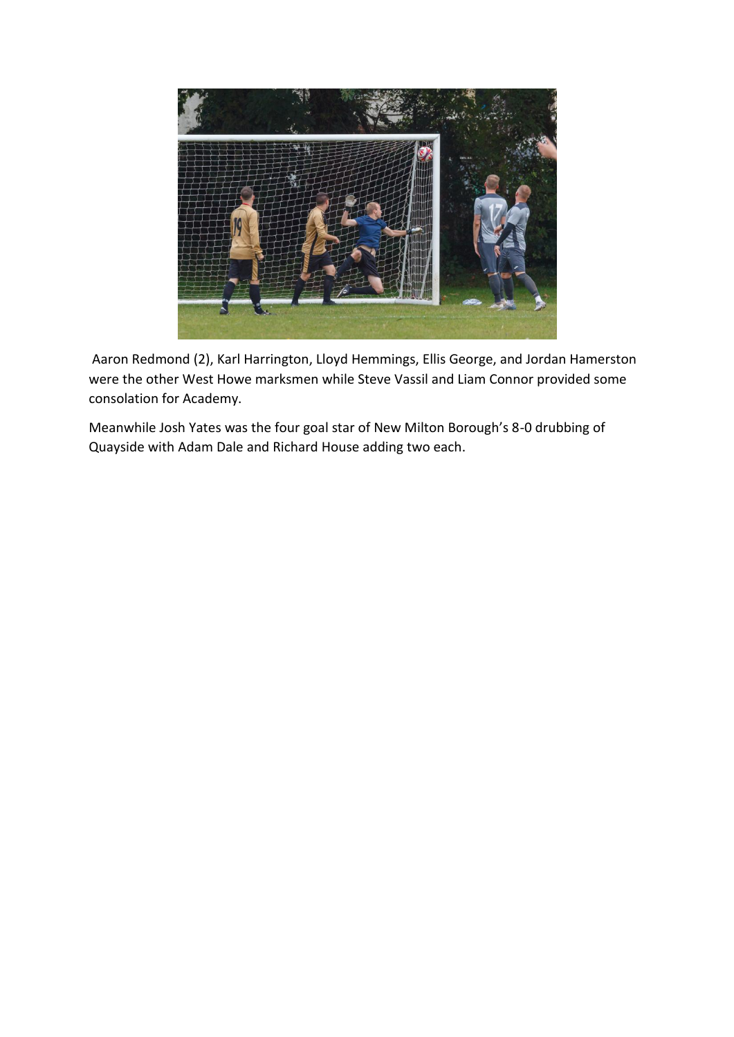Aaron Redmond (2), Karl Harrington, Lloyd Hemmings, Ellis George, and Jordan Hamerston were the other West Howe marksmen while Steve Vassil and Liam Connor provided some consolation for Academy.

Meanwhile Josh Yates was the four goal star of New Milton Borough's 8-0 drubbing of Quayside with Adam Dale and Richard House adding two each.